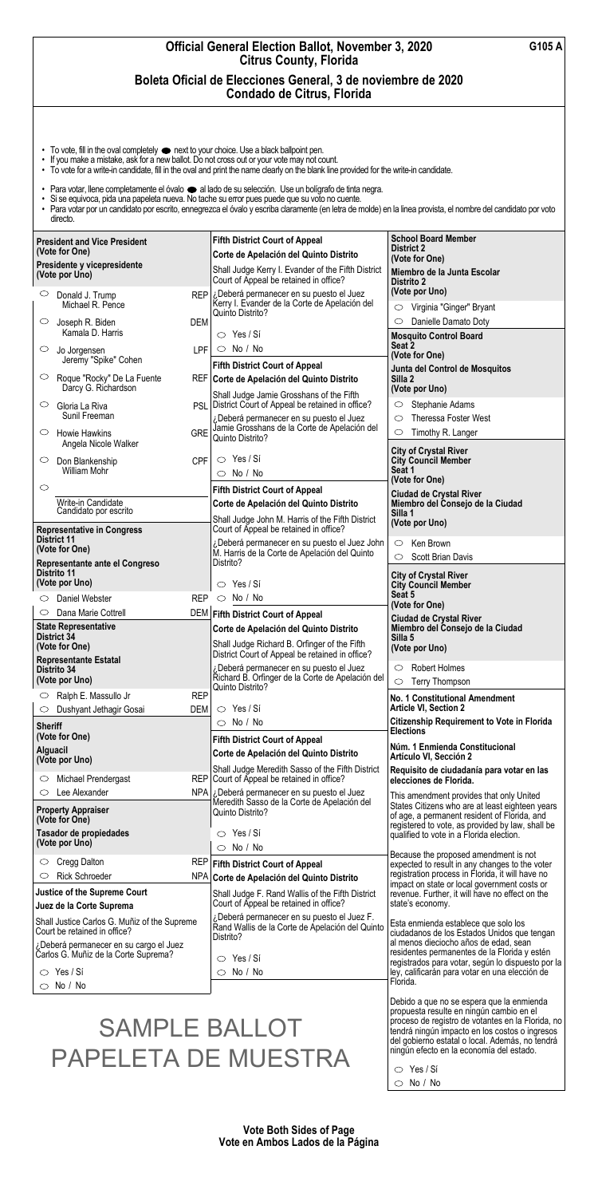# Official General Election Ballot, November 3, 2020

G105 A

## Citrus County, Florida

## Boleta Oficial de Elecciones General, 3 de noviembre de 2020

## Condado de Citrus, Florida

- To vote, fill in the oval completely ⬬ next to your choice. Use a black ballpoint pen.
- If you make a mistake, ask for a new ballot. Do not cross out or your vote may not count.
- To vote for a write-in candidate, fill in the oval and print the name clearly on the blank line provided for the write-in candidate.

- Para votar, llene completamente el óvalo ⬬ al lado de su selección. Use un bolígrafo de tinta negra.
- Si se equivoca, pida una papeleta nueva. No tache su error pues puede que su voto no cuente.
- Para votar por un candidato por escrito, ennegrezca el óvalo y escriba claramente (en letra de molde) en la línea provista, el nombre del candidato por voto directo.

### President and Vice President
(Vote for One)

### Presidente y vicepresidente
(Vote por Uno)

- ○ Donald J. Trump / Michael R. Pence — REP
- ○ Joseph R. Biden / Kamala D. Harris — DEM
- ○ Jo Jorgensen / Jeremy "Spike" Cohen — LPF
- ○ Roque "Rocky" De La Fuente / Darcy G. Richardson — REF
- ○ Gloria La Riva / Sunil Freeman — PSL
- ○ Howie Hawkins / Angela Nicole Walker — GRE
- ○ Don Blankenship / William Mohr — CPF
- ○ ______ Write-in Candidate / Candidato por escrito

### Representative in Congress
District 11
(Vote for One)

### Representante ante el Congreso
Distrito 11
(Vote por Uno)

- ○ Daniel Webster — REP
- ○ Dana Marie Cottrell — DEM

### State Representative
District 34
(Vote for One)

### Representante Estatal
Distrito 34
(Vote por Uno)

- ○ Ralph E. Massullo Jr — REP
- ○ Dushyant Jethagir Gosai — DEM

### Sheriff
(Vote for One)

### Alguacil
(Vote por Uno)

- ○ Michael Prendergast — REP
- ○ Lee Alexander — NPA

### Property Appraiser
(Vote for One)

### Tasador de propiedades
(Vote por Uno)

- ○ Cregg Dalton — REP
- ○ Rick Schroeder — NPA

### Justice of the Supreme Court

### Juez de la Corte Suprema

Shall Justice Carlos G. Muñiz of the Supreme Court be retained in office?

¿Deberá permanecer en su cargo el Juez Carlos G. Muñiz de la Corte Suprema?

- ○ Yes / Sí
- ○ No / No

### Fifth District Court of Appeal

### Corte de Apelación del Quinto Distrito

Shall Judge Kerry I. Evander of the Fifth District Court of Appeal be retained in office?

¿Deberá permanecer en su puesto el Juez Kerry I. Evander de la Corte de Apelación del Quinto Distrito?

- ○ Yes / Sí
- ○ No / No

### Fifth District Court of Appeal

### Corte de Apelación del Quinto Distrito

Shall Judge Jamie Grosshans of the Fifth District Court of Appeal be retained in office?

¿Deberá permanecer en su puesto el Juez Jamie Grosshans de la Corte de Apelación del Quinto Distrito?

- ○ Yes / Sí
- ○ No / No

### Fifth District Court of Appeal

### Corte de Apelación del Quinto Distrito

Shall Judge John M. Harris of the Fifth District Court of Appeal be retained in office?

¿Deberá permanecer en su puesto el Juez John M. Harris de la Corte de Apelación del Quinto Distrito?

- ○ Yes / Sí
- ○ No / No

### Fifth District Court of Appeal

### Corte de Apelación del Quinto Distrito

Shall Judge Richard B. Orfinger of the Fifth District Court of Appeal be retained in office?

¿Deberá permanecer en su puesto el Juez Richard B. Orfinger de la Corte de Apelación del Quinto Distrito?

- ○ Yes / Sí
- ○ No / No

### Fifth District Court of Appeal

### Corte de Apelación del Quinto Distrito

Shall Judge Meredith Sasso of the Fifth District Court of Appeal be retained in office?

¿Deberá permanecer en su puesto el Juez Meredith Sasso de la Corte de Apelación del Quinto Distrito?

- ○ Yes / Sí
- ○ No / No

### Fifth District Court of Appeal

### Corte de Apelación del Quinto Distrito

Shall Judge F. Rand Wallis of the Fifth District Court of Appeal be retained in office?

¿Deberá permanecer en su puesto el Juez F. Rand Wallis de la Corte de Apelación del Quinto Distrito?

- ○ Yes / Sí
- ○ No / No

### School Board Member
District 2
(Vote for One)

### Miembro de la Junta Escolar
Distrito 2
(Vote por Uno)

- ○ Virginia "Ginger" Bryant
- ○ Danielle Damato Doty

### Mosquito Control Board
Seat 2
(Vote for One)

### Junta del Control de Mosquitos
Silla 2
(Vote por Uno)

- ○ Stephanie Adams
- ○ Theressa Foster West
- ○ Timothy R. Langer

### City of Crystal River
City Council Member
Seat 1
(Vote for One)

### Ciudad de Crystal River
Miembro del Consejo de la Ciudad
Silla 1
(Vote por Uno)

- ○ Ken Brown
- ○ Scott Brian Davis

### City of Crystal River
City Council Member
Seat 5
(Vote for One)

### Ciudad de Crystal River
Miembro del Consejo de la Ciudad
Silla 5
(Vote por Uno)

- ○ Robert Holmes
- ○ Terry Thompson

### No. 1 Constitutional Amendment
Article VI, Section 2

**Citizenship Requirement to Vote in Florida Elections**

### Núm. 1 Enmienda Constitucional
Artículo VI, Sección 2

**Requisito de ciudadanía para votar en las elecciones de Florida.**

This amendment provides that only United States Citizens who are at least eighteen years of age, a permanent resident of Florida, and registered to vote, as provided by law, shall be qualified to vote in a Florida election.

Because the proposed amendment is not expected to result in any changes to the voter registration process in Florida, it will have no impact on state or local government costs or revenue. Further, it will have no effect on the state's economy.

Esta enmienda establece que solo los ciudadanos de los Estados Unidos que tengan al menos dieciocho años de edad, sean residentes permanentes de la Florida y estén registrados para votar, según lo dispuesto por la ley, calificarán para votar en una elección de Florida.

Debido a que no se espera que la enmienda propuesta resulte en ningún cambio en el proceso de registro de votantes en la Florida, no tendrá ningún impacto en los costos o ingresos del gobierno estatal o local. Además, no tendrá ningún efecto en la economía del estado.

- ○ Yes / Sí
- ○ No / No

SAMPLE BALLOT
PAPELETA DE MUESTRA

**Vote Both Sides of Page**
**Vote en Ambos Lados de la Página**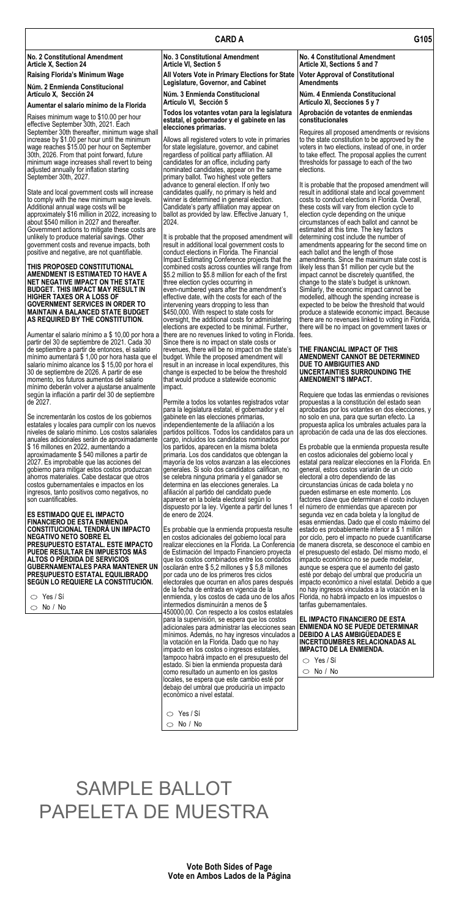## CARD A

**No. 2 Constitutional Amendment**
**Article X, Section 24**

**Raising Florida's Minimum Wage**

**Núm. 2 Enmienda Constitucional**
**Artículo X, Sección 24**

**Aumentar el salario mínimo de la Florida**

Raises minimum wage to $10.00 per hour effective September 30th, 2021. Each September 30th thereafter, minimum wage shall increase by $1.00 per hour until the minimum wage reaches $15.00 per hour on September 30th, 2026. From that point forward, future minimum wage increases shall revert to being adjusted annually for inflation starting September 30th, 2027.

State and local government costs will increase to comply with the new minimum wage levels. Additional annual wage costs will be approximately $16 million in 2022, increasing to about $540 million in 2027 and thereafter. Government actions to mitigate these costs are unlikely to produce material savings. Other government costs and revenue impacts, both positive and negative, are not quantifiable.

**THIS PROPOSED CONSTITUTIONAL AMENDMENT IS ESTIMATED TO HAVE A NET NEGATIVE IMPACT ON THE STATE BUDGET. THIS IMPACT MAY RESULT IN HIGHER TAXES OR A LOSS OF GOVERNMENT SERVICES IN ORDER TO MAINTAIN A BALANCED STATE BUDGET AS REQUIRED BY THE CONSTITUTION.**

Aumentar el salario mínimo a $ 10,00 por hora a partir del 30 de septiembre de 2021. Cada 30 de septiembre a partir de entonces, el salario mínimo aumentará $ 1,00 por hora hasta que el salario mínimo alcance los $ 15,00 por hora el 30 de septiembre de 2026. A partir de ese momento, los futuros aumentos del salario mínimo deberán volver a ajustarse anualmente según la inflación a partir del 30 de septiembre de 2027.

Se incrementarán los costos de los gobiernos estatales y locales para cumplir con los nuevos niveles de salario mínimo. Los costos salariales anuales adicionales serán de aproximadamente $ 16 millones en 2022, aumentando a aproximadamente $ 540 millones a partir de 2027. Es improbable que las acciones del gobierno para mitigar estos costos produzcan ahorros materiales. Cabe destacar que otros costos gubernamentales e impactos en los ingresos, tanto positivos como negativos, no son cuantificables.

**ES ESTIMADO QUE EL IMPACTO FINANCIERO DE ESTA ENMIENDA CONSTITUCIONAL TENDRÁ UN IMPACTO NEGATIVO NETO SOBRE EL PRESUPUESTO ESTATAL. ESTE IMPACTO PUEDE RESULTAR EN IMPUESTOS MÁS ALTOS O PÉRDIDA DE SERVICIOS GUBERNAMENTALES PARA MANTENER UN PRESUPUESTO ESTATAL EQUILIBRADO SEGÚN LO REQUIERE LA CONSTITUCIÓN.**

- ○ Yes / Sí
- ○ No / No

**No. 3 Constitutional Amendment**
**Article VI, Section 5**

**All Voters Vote in Primary Elections for State Legislature, Governor, and Cabinet**

**Núm. 3 Enmienda Constitucional**
**Artículo VI, Sección 5**

**Todos los votantes votan para la legislatura estatal, el gobernador y el gabinete en las elecciones primarias.**

Allows all registered voters to vote in primaries for state legislature, governor, and cabinet regardless of political party affiliation. All candidates for an office, including party nominated candidates, appear on the same primary ballot. Two highest vote getters advance to general election. If only two candidates qualify, no primary is held and winner is determined in general election. Candidate's party affiliation may appear on ballot as provided by law. Effective January 1, 2024.

It is probable that the proposed amendment will result in additional local government costs to conduct elections in Florida. The Financial Impact Estimating Conference projects that the combined costs across counties will range from $5.2 million to $5.8 million for each of the first three election cycles occurring in even-numbered years after the amendment's effective date, with the costs for each of the intervening years dropping to less than $450,000. With respect to state costs for oversight, the additional costs for administering elections are expected to be minimal. Further, there are no revenues linked to voting in Florida. Since there is no impact on state costs or revenues, there will be no impact on the state's budget. While the proposed amendment will result in an increase in local expenditures, this change is expected to be below the threshold that would produce a statewide economic impact.

Permite a todos los votantes registrados votar para la legislatura estatal, el gobernador y el gabinete en las elecciones primarias, independientemente de la afiliación a los partidos políticos. Todos los candidatos para un cargo, incluidos los candidatos nominados por los partidos, aparecen en la misma boleta primaria. Los dos candidatos que obtengan la mayoría de los votos avanzan a las elecciones generales. Si solo dos candidatos califican, no se celebra ninguna primaria y el ganador se determina en las elecciones generales. La afiliación al partido del candidato puede aparecer en la boleta electoral según lo dispuesto por la ley. Vigente a partir del lunes 1 de enero de 2024.

Es probable que la enmienda propuesta resulte en costos adicionales del gobierno local para realizar elecciones en la Florida. La Conferencia de Estimación del Impacto Financiero proyecta que los costos combinados entre los condados oscilarán entre $ 5,2 millones y $ 5,8 millones por cada uno de los primeros tres ciclos electorales que ocurran en años pares después de la fecha de entrada en vigencia de la enmienda, y los costos de cada uno de los años intermedios disminuirán a menos de $ 450000,00. Con respecto a los costos estatales para la supervisión, se espera que los costos adicionales para administrar las elecciones sean mínimos. Además, no hay ingresos vinculados a la votación en la Florida. Dado que no hay impacto en los costos o ingresos estatales, tampoco habrá impacto en el presupuesto del estado. Si bien la enmienda propuesta dará como resultado un aumento en los gastos locales, se espera que este cambio esté por debajo del umbral que produciría un impacto económico a nivel estatal.

- ○ Yes / Sí
- ○ No / No

**No. 4 Constitutional Amendment**
**Article XI, Sections 5 and 7**

**Voter Approval of Constitutional Amendments**

**Núm. 4 Enmienda Constitucional**
**Artículo XI, Secciones 5 y 7**

**Aprobación de votantes de enmiendas constitucionales**

Requires all proposed amendments or revisions to the state constitution to be approved by the voters in two elections, instead of one, in order to take effect. The proposal applies the current thresholds for passage to each of the two elections.

It is probable that the proposed amendment will result in additional state and local government costs to conduct elections in Florida. Overall, these costs will vary from election cycle to election cycle depending on the unique circumstances of each ballot and cannot be estimated at this time. The key factors determining cost include the number of amendments appearing for the second time on each ballot and the length of those amendments. Since the maximum state cost is likely less than $1 million per cycle but the impact cannot be discretely quantified, the change to the state's budget is unknown. Similarly, the economic impact cannot be modelled, although the spending increase is expected to be below the threshold that would produce a statewide economic impact. Because there are no revenues linked to voting in Florida, there will be no impact on government taxes or fees.

**THE FINANCIAL IMPACT OF THIS AMENDMENT CANNOT BE DETERMINED DUE TO AMBIGUITIES AND UNCERTAINTIES SURROUNDING THE AMENDMENT'S IMPACT.**

Requiere que todas las enmiendas o revisiones propuestas a la constitución del estado sean aprobadas por los votantes en dos elecciones, y no solo en una, para que surtan efecto. La propuesta aplica los umbrales actuales para la aprobación de cada una de las dos elecciones.

Es probable que la enmienda propuesta resulte en costos adicionales del gobierno local y estatal para realizar elecciones en la Florida. En general, estos costos variarán de un ciclo electoral a otro dependiendo de las circunstancias únicas de cada boleta y no pueden estimarse en este momento. Los factores clave que determinan el costo incluyen el número de enmiendas que aparecen por segunda vez en cada boleta y la longitud de esas enmiendas. Dado que el costo máximo del estado es probablemente inferior a $ 1 millón por ciclo, pero el impacto no puede cuantificarse de manera discreta, se desconoce el cambio en el presupuesto del estado. Del mismo modo, el impacto económico no se puede modelar, aunque se espera que el aumento del gasto esté por debajo del umbral que produciría un impacto económico a nivel estatal. Debido a que no hay ingresos vinculados a la votación en la Florida, no habrá impacto en los impuestos o tarifas gubernamentales.

**EL IMPACTO FINANCIERO DE ESTA ENMIENDA NO SE PUEDE DETERMINAR DEBIDO A LAS AMBIGÜEDADES E INCERTIDUMBRES RELACIONADAS AL IMPACTO DE LA ENMIENDA.**

- ○ Yes / Sí
- ○ No / No

# SAMPLE BALLOT
# PAPELETA DE MUESTRA

**Vote Both Sides of Page**
**Vote en Ambos Lados de la Página**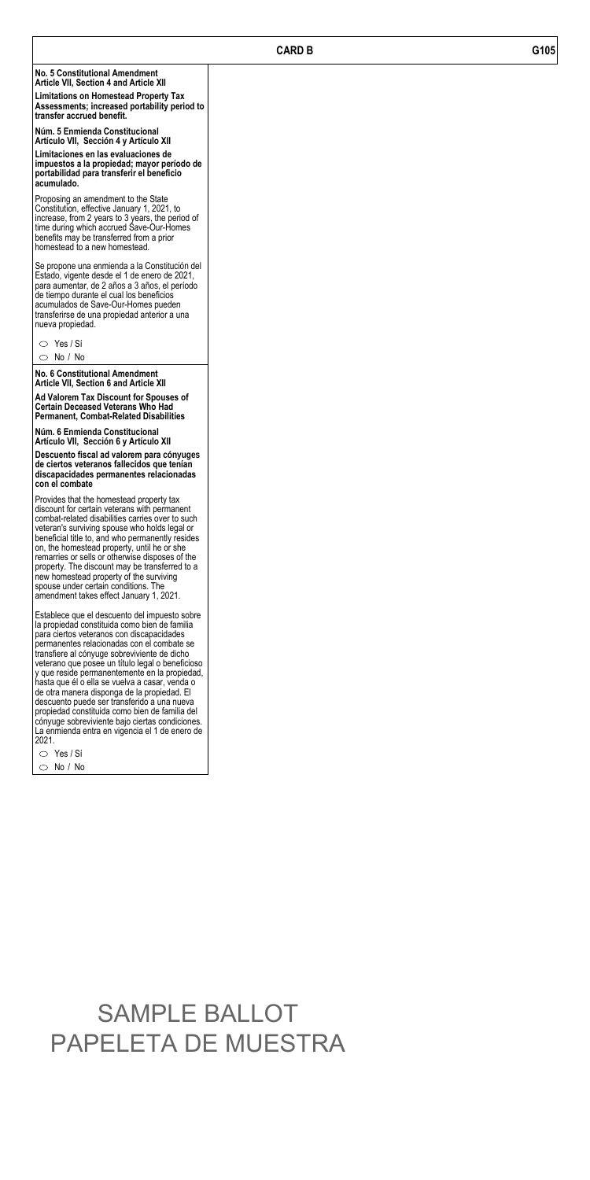**CARD B**

**G105**

**No. 5 Constitutional Amendment**
**Article VII, Section 4 and Article XII**

**Limitations on Homestead Property Tax Assessments; increased portability period to transfer accrued benefit.**

**Núm. 5 Enmienda Constitucional**
**Artículo VII, Sección 4 y Artículo XII**

**Limitaciones en las evaluaciones de impuestos a la propiedad; mayor período de portabilidad para transferir el beneficio acumulado.**

Proposing an amendment to the State Constitution, effective January 1, 2021, to increase, from 2 years to 3 years, the period of time during which accrued Save-Our-Homes benefits may be transferred from a prior homestead to a new homestead.

Se propone una enmienda a la Constitución del Estado, vigente desde el 1 de enero de 2021, para aumentar, de 2 años a 3 años, el período de tiempo durante el cual los beneficios acumulados de Save-Our-Homes pueden transferirse de una propiedad anterior a una nueva propiedad.

- ○ Yes / Sí
- ○ No / No

**No. 6 Constitutional Amendment**
**Article VII, Section 6 and Article XII**

**Ad Valorem Tax Discount for Spouses of Certain Deceased Veterans Who Had Permanent, Combat-Related Disabilities**

**Núm. 6 Enmienda Constitucional**
**Artículo VII, Sección 6 y Artículo XII**

**Descuento fiscal ad valorem para cónyuges de ciertos veteranos fallecidos que tenían discapacidades permanentes relacionadas con el combate**

Provides that the homestead property tax discount for certain veterans with permanent combat-related disabilities carries over to such veteran's surviving spouse who holds legal or beneficial title to, and who permanently resides on, the homestead property, until he or she remarries or sells or otherwise disposes of the property. The discount may be transferred to a new homestead property of the surviving spouse under certain conditions. The amendment takes effect January 1, 2021.

Establece que el descuento del impuesto sobre la propiedad constituida como bien de familia para ciertos veteranos con discapacidades permanentes relacionadas con el combate se transfiere al cónyuge sobreviviente de dicho veterano que posee un título legal o beneficioso y que reside permanentemente en la propiedad, hasta que él o ella se vuelva a casar, venda o de otra manera disponga de la propiedad. El descuento puede ser transferido a una nueva propiedad constituida como bien de familia del cónyuge sobreviviente bajo ciertas condiciones. La enmienda entra en vigencia el 1 de enero de 2021.

- ○ Yes / Sí
- ○ No / No

SAMPLE BALLOT
PAPELETA DE MUESTRA